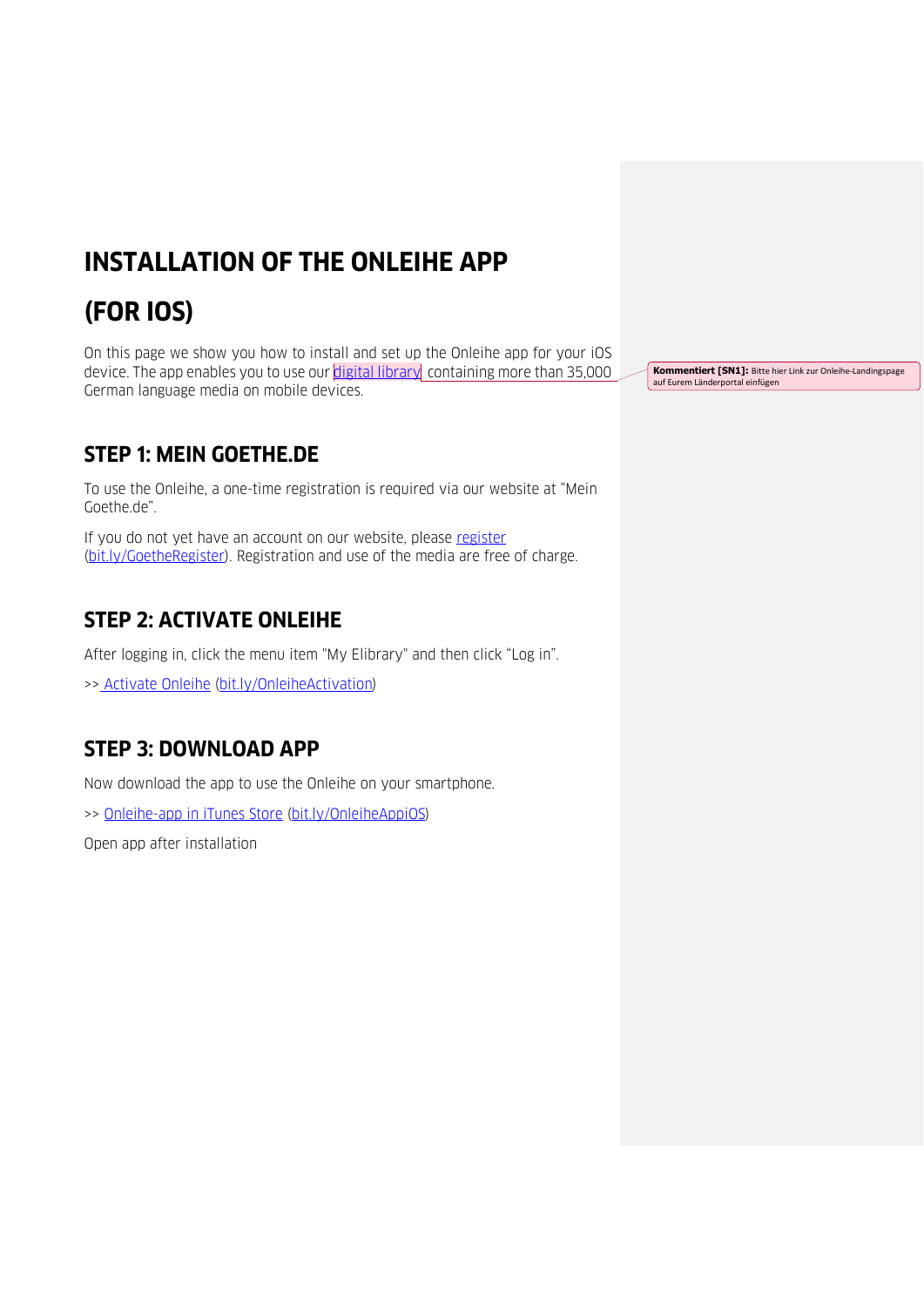# INSTALLATION OF THE ONLEIHE APP

# (FOR IOS)

On this page we show you how to install and set up the Onleihe app for your iOS device. The app enables you to use our digital library containing more than 35,000 German language media on mobile devices.

**Kommentiert [SN1]:** Bitte hier Link zur Onleihe-Landingspage auf Eurem Länderportal einfügen

## STEP 1: MEIN GOETHE.DE

To use the Onleihe, a one-time registration is required via our website at "Mein Goethe.de".

If you do not yet have an account on our website, please register (bit.ly/GoetheRegister). Registration and use of the media are free of charge.

## STEP 2: ACTIVATE ONLEIHE

After logging in, click the menu item "My Elibrary" and then click "Log in".

>> Activate Onleihe (bit.ly/OnleiheActivation)

## STEP 3: DOWNLOAD APP

Now download the app to use the Onleihe on your smartphone.

>> Onleihe-app in iTunes Store (bit.ly/OnleiheAppiOS)

Open app after installation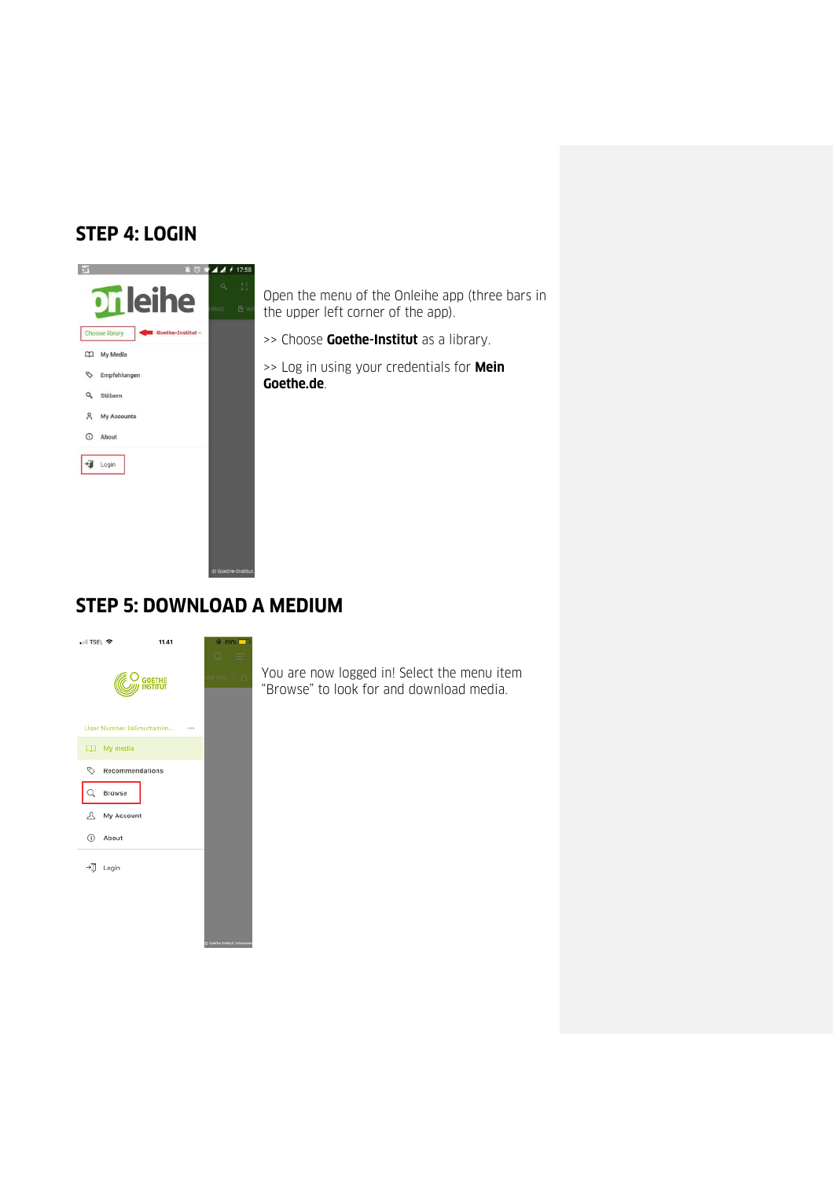## STEP 4: LOGIN

Open the menu of the Onleihe app (three bars in the upper left corner of the app).

>> Choose **Goethe-Institut** as a library.

>> Log in using your credentials for **Mein Goethe.de**.

## STEP 5: DOWNLOAD A MEDIUM

You are now logged in! Select the menu item "Browse" to look for and download media.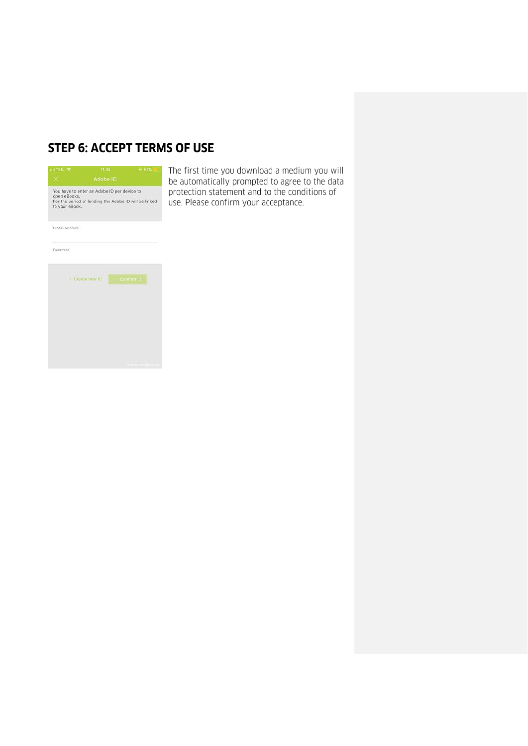## STEP 6: ACCEPT TERMS OF USE

The first time you download a medium you will be automatically prompted to agree to the data protection statement and to the conditions of use. Please confirm your acceptance.